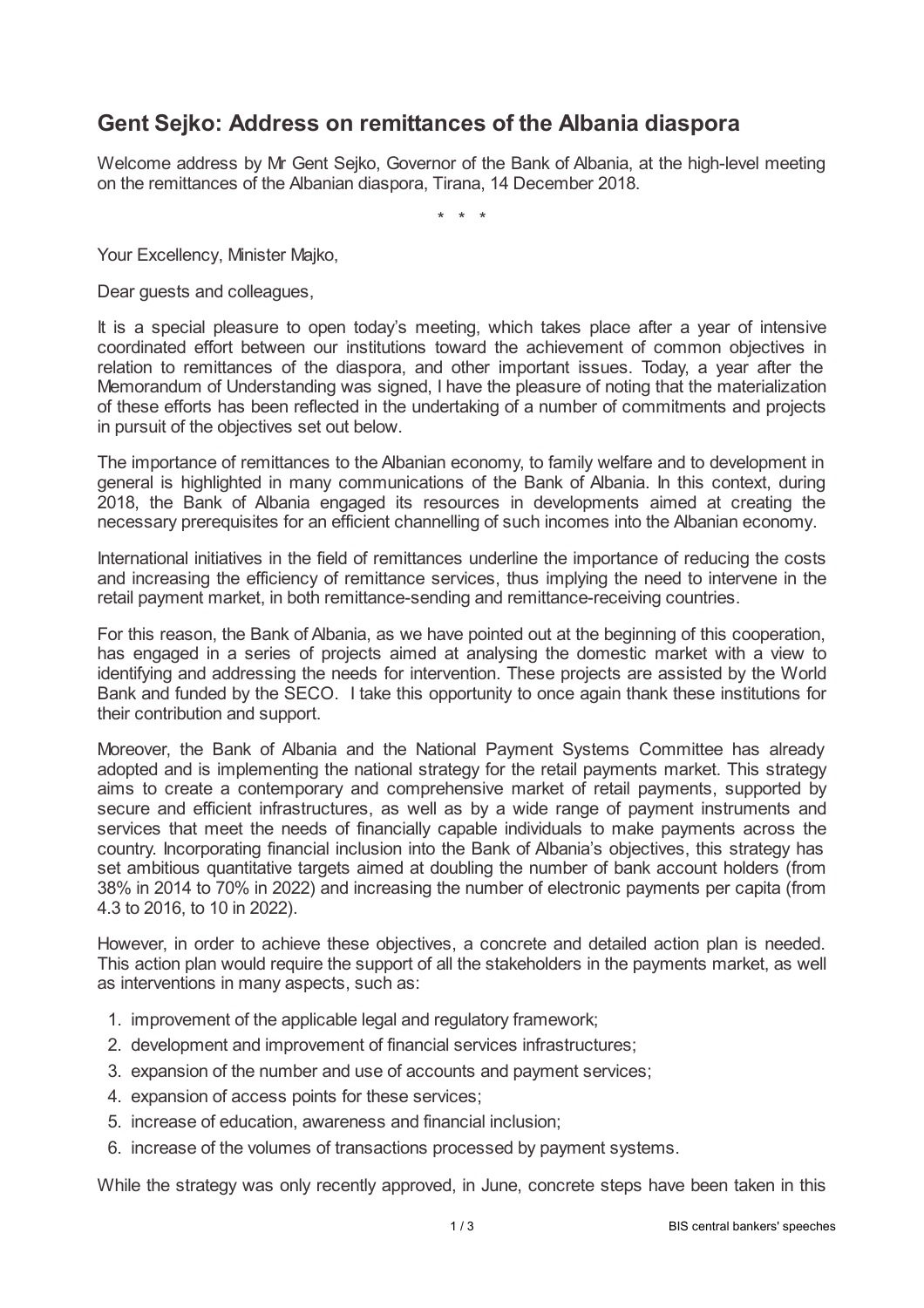# Gent Sejko: Address on remittances of the Albania diaspora

Welcome address by Mr Gent Sejko, Governor of the Bank of Albania, at the high-level meeting on the remittances of the Albanian diaspora, Tirana, 14 December 2018.

\* \* \*

Your Excellency, Minister Majko,

Dear guests and colleagues,

It is a special pleasure to open today's meeting, which takes place after a year of intensive coordinated effort between our institutions toward the achievement of common objectives in relation to remittances of the diaspora, and other important issues. Today, a year after the Memorandum of Understanding was signed, I have the pleasure of noting that the materialization of these efforts has been reflected in the undertaking of a number of commitments and projects in pursuit of the objectives set out below.

The importance of remittances to the Albanian economy, to family welfare and to development in general is highlighted in many communications of the Bank of Albania. In this context, during 2018, the Bank of Albania engaged its resources in developments aimed at creating the necessary prerequisites for an efficient channelling of such incomes into the Albanian economy.

International initiatives in the field of remittances underline the importance of reducing the costs and increasing the efficiency of remittance services, thus implying the need to intervene in the retail payment market, in both remittance-sending and remittance-receiving countries.

For this reason, the Bank of Albania, as we have pointed out at the beginning of this cooperation, has engaged in a series of projects aimed at analysing the domestic market with a view to identifying and addressing the needs for intervention. These projects are assisted by the World Bank and funded by the SECO. I take this opportunity to once again thank these institutions for their contribution and support.

Moreover, the Bank of Albania and the National Payment Systems Committee has already adopted and is implementing the national strategy for the retail payments market. This strategy aims to create a contemporary and comprehensive market of retail payments, supported by secure and efficient infrastructures, as well as by a wide range of payment instruments and services that meet the needs of financially capable individuals to make payments across the country. Incorporating financial inclusion into the Bank of Albania's objectives, this strategy has set ambitious quantitative targets aimed at doubling the number of bank account holders (from 38% in 2014 to 70% in 2022) and increasing the number of electronic payments per capita (from 4.3 to 2016, to 10 in 2022).

However, in order to achieve these objectives, a concrete and detailed action plan is needed. This action plan would require the support of all the stakeholders in the payments market, as well as interventions in many aspects, such as:

1. improvement of the applicable legal and regulatory framework;
2. development and improvement of financial services infrastructures;
3. expansion of the number and use of accounts and payment services;
4. expansion of access points for these services;
5. increase of education, awareness and financial inclusion;
6. increase of the volumes of transactions processed by payment systems.

While the strategy was only recently approved, in June, concrete steps have been taken in this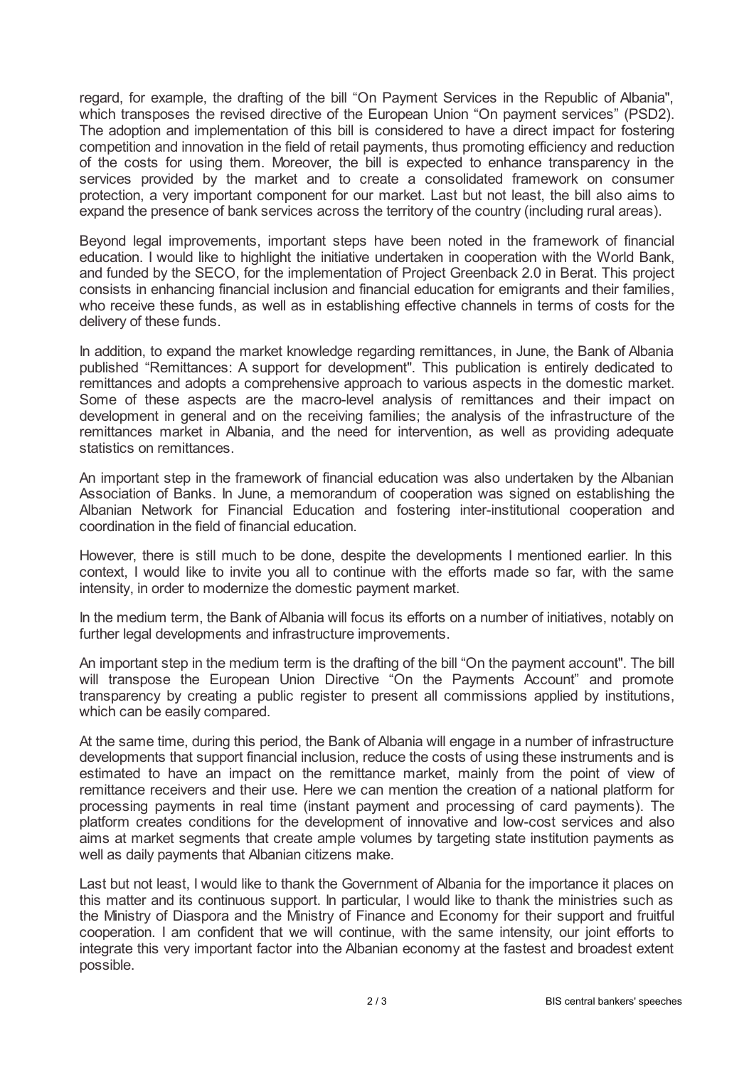regard, for example, the drafting of the bill "On Payment Services in the Republic of Albania", which transposes the revised directive of the European Union "On payment services" (PSD2). The adoption and implementation of this bill is considered to have a direct impact for fostering competition and innovation in the field of retail payments, thus promoting efficiency and reduction of the costs for using them. Moreover, the bill is expected to enhance transparency in the services provided by the market and to create a consolidated framework on consumer protection, a very important component for our market. Last but not least, the bill also aims to expand the presence of bank services across the territory of the country (including rural areas).

Beyond legal improvements, important steps have been noted in the framework of financial education. I would like to highlight the initiative undertaken in cooperation with the World Bank, and funded by the SECO, for the implementation of Project Greenback 2.0 in Berat. This project consists in enhancing financial inclusion and financial education for emigrants and their families, who receive these funds, as well as in establishing effective channels in terms of costs for the delivery of these funds.

In addition, to expand the market knowledge regarding remittances, in June, the Bank of Albania published "Remittances: A support for development". This publication is entirely dedicated to remittances and adopts a comprehensive approach to various aspects in the domestic market. Some of these aspects are the macro-level analysis of remittances and their impact on development in general and on the receiving families; the analysis of the infrastructure of the remittances market in Albania, and the need for intervention, as well as providing adequate statistics on remittances.

An important step in the framework of financial education was also undertaken by the Albanian Association of Banks. In June, a memorandum of cooperation was signed on establishing the Albanian Network for Financial Education and fostering inter-institutional cooperation and coordination in the field of financial education.

However, there is still much to be done, despite the developments I mentioned earlier. In this context, I would like to invite you all to continue with the efforts made so far, with the same intensity, in order to modernize the domestic payment market.

In the medium term, the Bank of Albania will focus its efforts on a number of initiatives, notably on further legal developments and infrastructure improvements.

An important step in the medium term is the drafting of the bill "On the payment account". The bill will transpose the European Union Directive "On the Payments Account" and promote transparency by creating a public register to present all commissions applied by institutions, which can be easily compared.

At the same time, during this period, the Bank of Albania will engage in a number of infrastructure developments that support financial inclusion, reduce the costs of using these instruments and is estimated to have an impact on the remittance market, mainly from the point of view of remittance receivers and their use. Here we can mention the creation of a national platform for processing payments in real time (instant payment and processing of card payments). The platform creates conditions for the development of innovative and low-cost services and also aims at market segments that create ample volumes by targeting state institution payments as well as daily payments that Albanian citizens make.

Last but not least, I would like to thank the Government of Albania for the importance it places on this matter and its continuous support. In particular, I would like to thank the ministries such as the Ministry of Diaspora and the Ministry of Finance and Economy for their support and fruitful cooperation. I am confident that we will continue, with the same intensity, our joint efforts to integrate this very important factor into the Albanian economy at the fastest and broadest extent possible.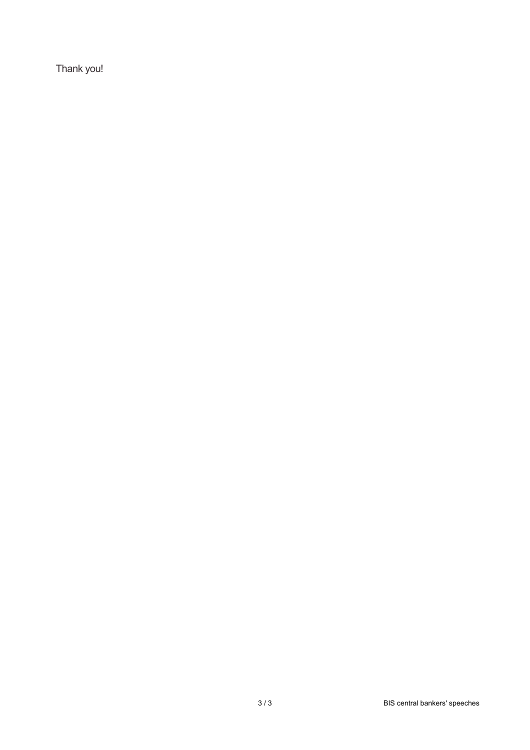Thank you!